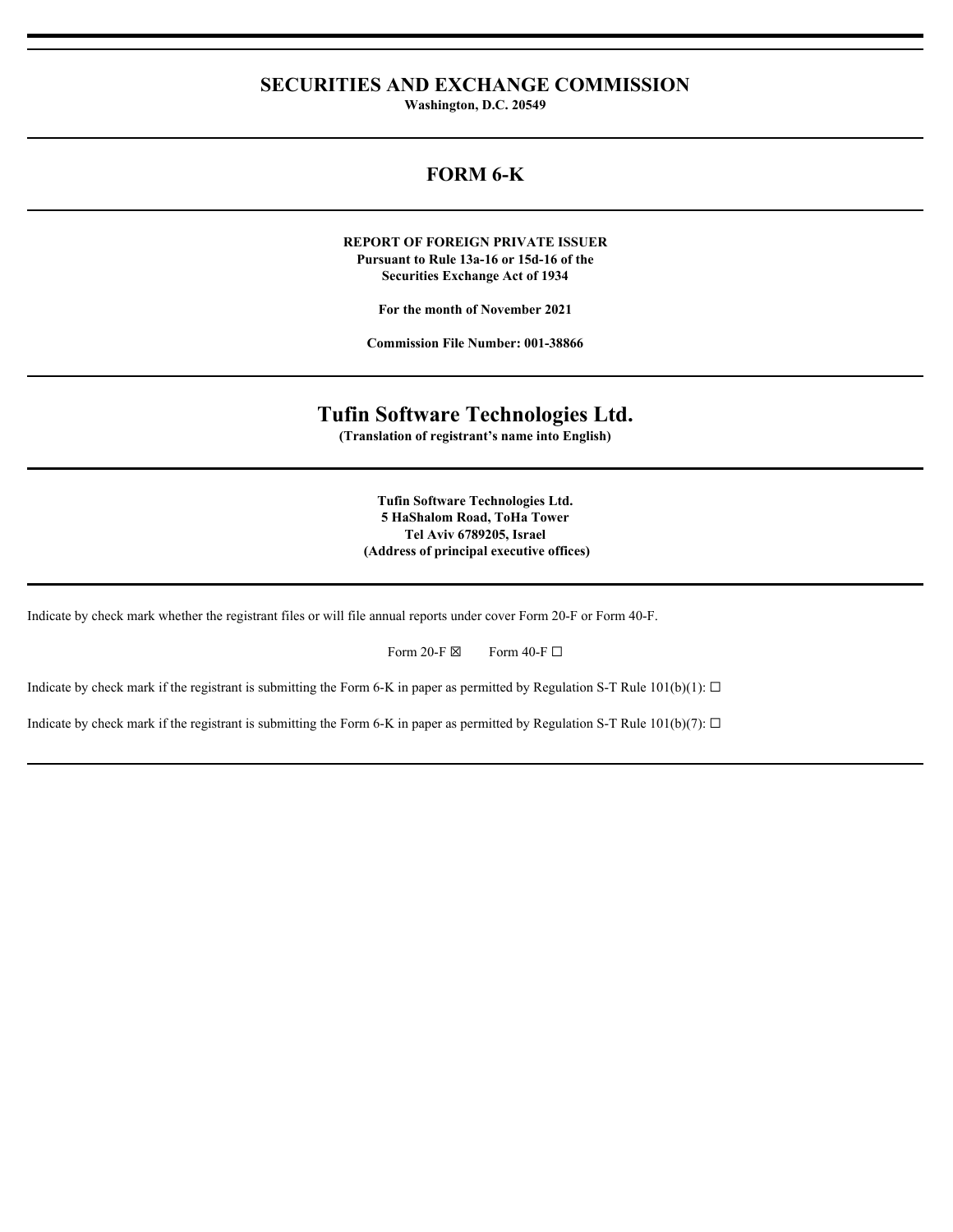# SECURITIES AND EXCHANGE COMMISSION

**Washington, D.C. 20549**

## FORM 6-K

**REPORT OF FOREIGN PRIVATE ISSUER**
**Pursuant to Rule 13a-16 or 15d-16 of the**
**Securities Exchange Act of 1934**

**For the month of November 2021**

**Commission File Number: 001-38866**

# Tufin Software Technologies Ltd.

**(Translation of registrant's name into English)**

**Tufin Software Technologies Ltd.**
**5 HaShalom Road, ToHa Tower**
**Tel Aviv 6789205, Israel**
**(Address of principal executive offices)**

Indicate by check mark whether the registrant files or will file annual reports under cover Form 20-F or Form 40-F.

Form 20-F ☒ Form 40-F ☐

Indicate by check mark if the registrant is submitting the Form 6-K in paper as permitted by Regulation S-T Rule 101(b)(1): ☐

Indicate by check mark if the registrant is submitting the Form 6-K in paper as permitted by Regulation S-T Rule 101(b)(7): ☐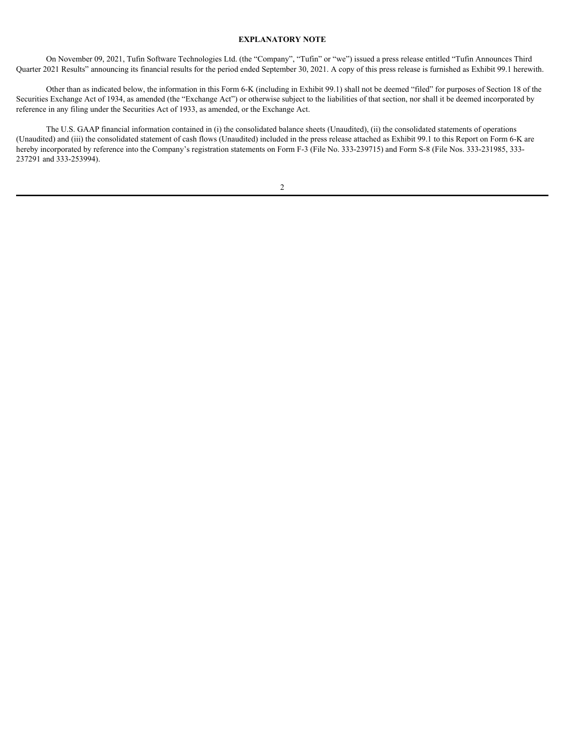## EXPLANATORY NOTE

On November 09, 2021, Tufin Software Technologies Ltd. (the "Company", "Tufin" or "we") issued a press release entitled "Tufin Announces Third Quarter 2021 Results" announcing its financial results for the period ended September 30, 2021. A copy of this press release is furnished as Exhibit 99.1 herewith.

Other than as indicated below, the information in this Form 6-K (including in Exhibit 99.1) shall not be deemed "filed" for purposes of Section 18 of the Securities Exchange Act of 1934, as amended (the "Exchange Act") or otherwise subject to the liabilities of that section, nor shall it be deemed incorporated by reference in any filing under the Securities Act of 1933, as amended, or the Exchange Act.

The U.S. GAAP financial information contained in (i) the consolidated balance sheets (Unaudited), (ii) the consolidated statements of operations (Unaudited) and (iii) the consolidated statement of cash flows (Unaudited) included in the press release attached as Exhibit 99.1 to this Report on Form 6-K are hereby incorporated by reference into the Company's registration statements on Form F-3 (File No. 333-239715) and Form S-8 (File Nos. 333-231985, 333-237291 and 333-253994).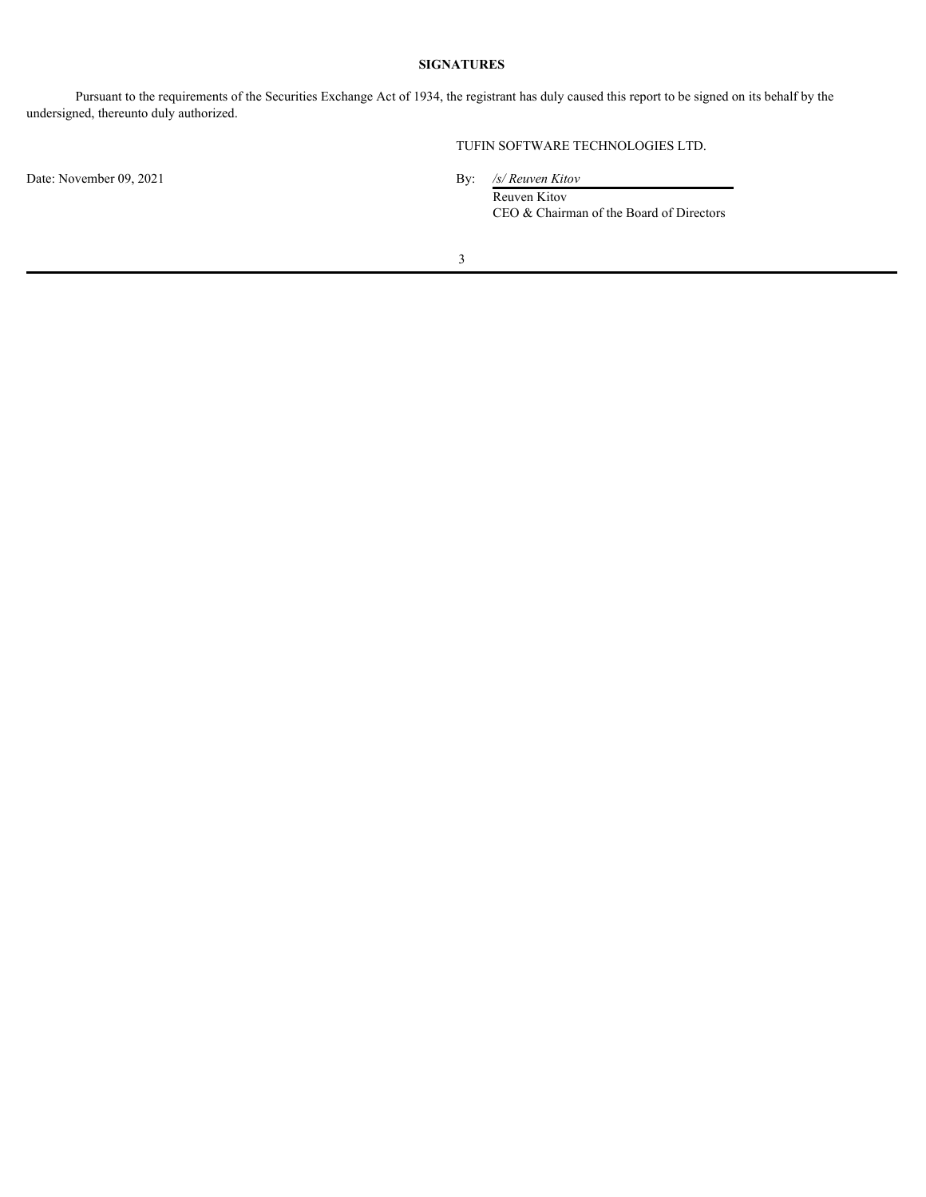**SIGNATURES**

Pursuant to the requirements of the Securities Exchange Act of 1934, the registrant has duly caused this report to be signed on its behalf by the undersigned, thereunto duly authorized.

TUFIN SOFTWARE TECHNOLOGIES LTD.

Date: November 09, 2021

By: */s/ Reuven Kitov*
Reuven Kitov
CEO & Chairman of the Board of Directors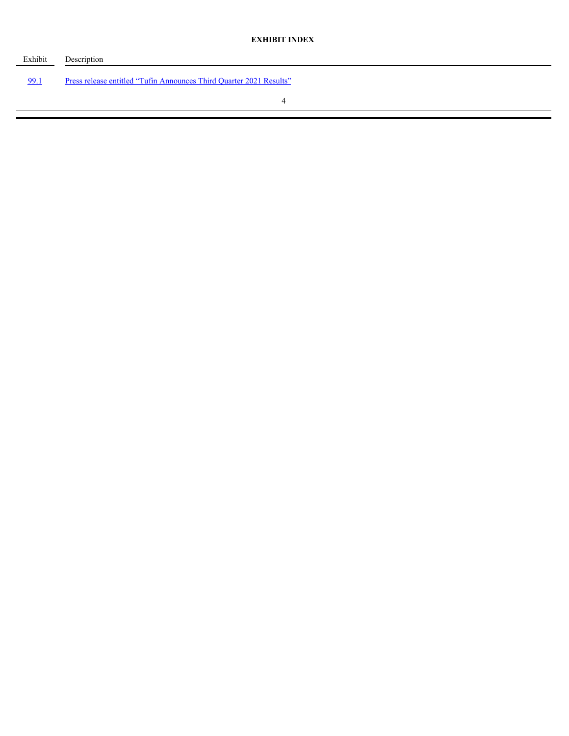**EXHIBIT INDEX**

| Exhibit | Description |
| --- | --- |
| 99.1 | Press release entitled "Tufin Announces Third Quarter 2021 Results" |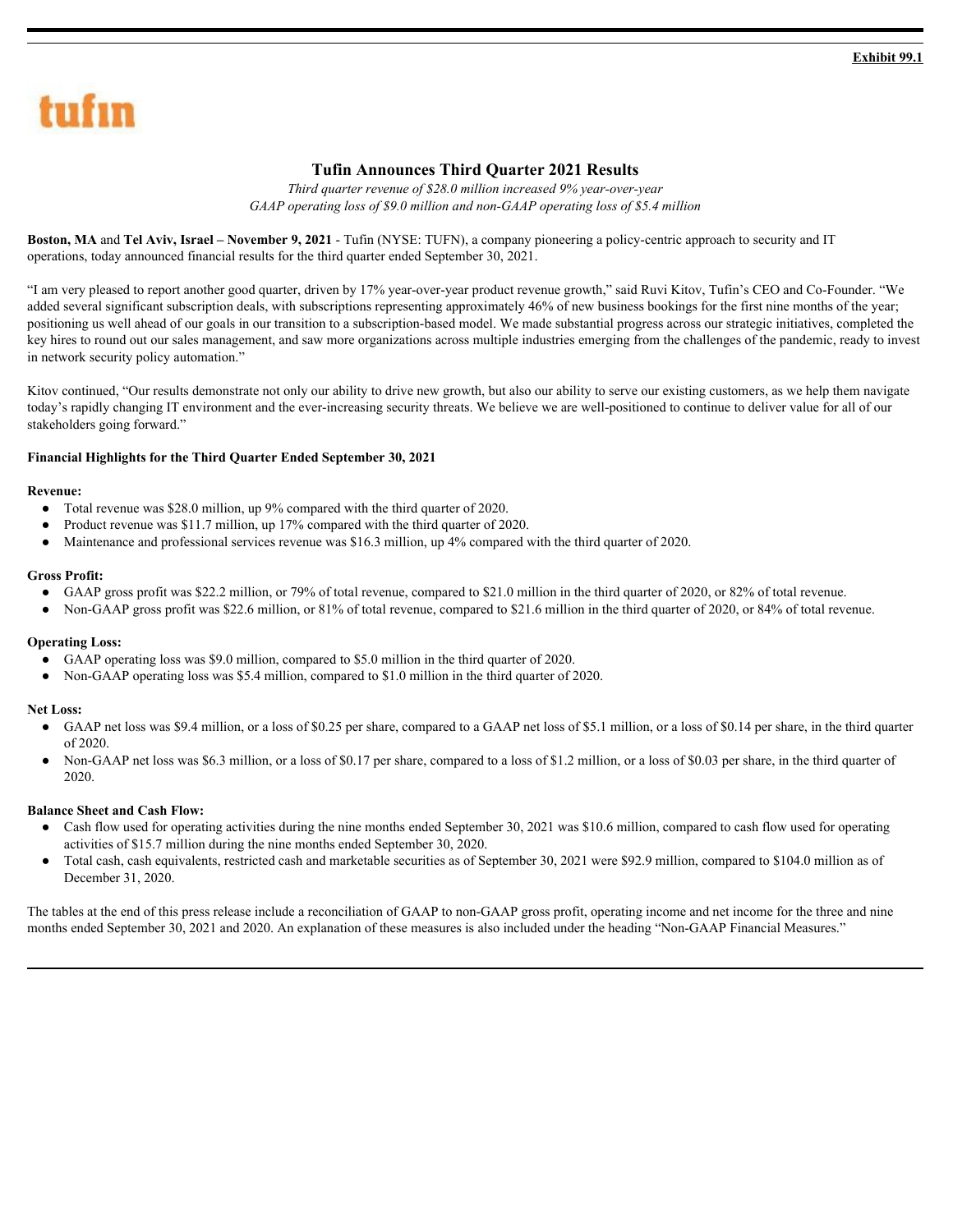**Exhibit 99.1**

tufin

# Tufin Announces Third Quarter 2021 Results

*Third quarter revenue of $28.0 million increased 9% year-over-year*
*GAAP operating loss of $9.0 million and non-GAAP operating loss of $5.4 million*

**Boston, MA** and **Tel Aviv, Israel – November 9, 2021** - Tufin (NYSE: TUFN), a company pioneering a policy-centric approach to security and IT operations, today announced financial results for the third quarter ended September 30, 2021.

"I am very pleased to report another good quarter, driven by 17% year-over-year product revenue growth," said Ruvi Kitov, Tufin's CEO and Co-Founder. "We added several significant subscription deals, with subscriptions representing approximately 46% of new business bookings for the first nine months of the year; positioning us well ahead of our goals in our transition to a subscription-based model. We made substantial progress across our strategic initiatives, completed the key hires to round out our sales management, and saw more organizations across multiple industries emerging from the challenges of the pandemic, ready to invest in network security policy automation."

Kitov continued, "Our results demonstrate not only our ability to drive new growth, but also our ability to serve our existing customers, as we help them navigate today's rapidly changing IT environment and the ever-increasing security threats. We believe we are well-positioned to continue to deliver value for all of our stakeholders going forward."

**Financial Highlights for the Third Quarter Ended September 30, 2021**

**Revenue:**

- Total revenue was $28.0 million, up 9% compared with the third quarter of 2020.
- Product revenue was $11.7 million, up 17% compared with the third quarter of 2020.
- Maintenance and professional services revenue was $16.3 million, up 4% compared with the third quarter of 2020.

**Gross Profit:**

- GAAP gross profit was $22.2 million, or 79% of total revenue, compared to $21.0 million in the third quarter of 2020, or 82% of total revenue.
- Non-GAAP gross profit was $22.6 million, or 81% of total revenue, compared to $21.6 million in the third quarter of 2020, or 84% of total revenue.

**Operating Loss:**

- GAAP operating loss was $9.0 million, compared to $5.0 million in the third quarter of 2020.
- Non-GAAP operating loss was $5.4 million, compared to $1.0 million in the third quarter of 2020.

**Net Loss:**

- GAAP net loss was $9.4 million, or a loss of $0.25 per share, compared to a GAAP net loss of $5.1 million, or a loss of $0.14 per share, in the third quarter of 2020.
- Non-GAAP net loss was $6.3 million, or a loss of $0.17 per share, compared to a loss of $1.2 million, or a loss of $0.03 per share, in the third quarter of 2020.

**Balance Sheet and Cash Flow:**

- Cash flow used for operating activities during the nine months ended September 30, 2021 was $10.6 million, compared to cash flow used for operating activities of $15.7 million during the nine months ended September 30, 2020.
- Total cash, cash equivalents, restricted cash and marketable securities as of September 30, 2021 were $92.9 million, compared to $104.0 million as of December 31, 2020.

The tables at the end of this press release include a reconciliation of GAAP to non-GAAP gross profit, operating income and net income for the three and nine months ended September 30, 2021 and 2020. An explanation of these measures is also included under the heading "Non-GAAP Financial Measures."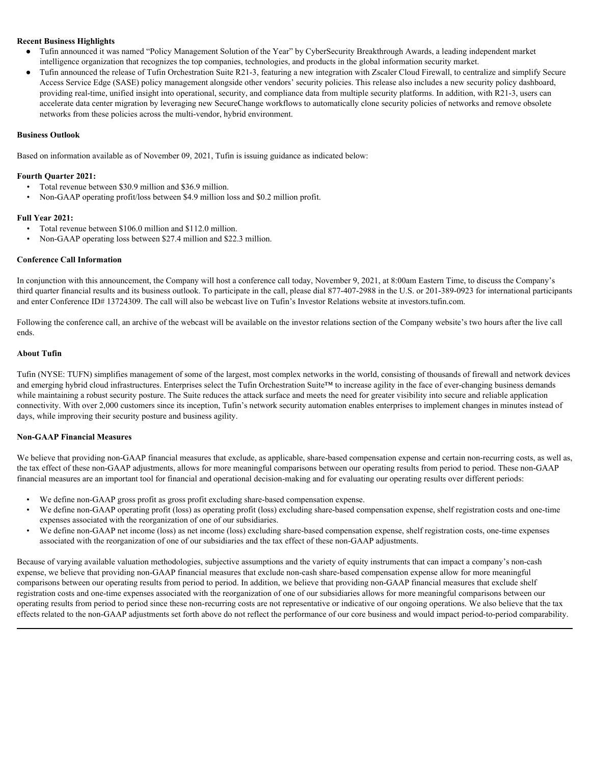**Recent Business Highlights**

- Tufin announced it was named "Policy Management Solution of the Year" by CyberSecurity Breakthrough Awards, a leading independent market intelligence organization that recognizes the top companies, technologies, and products in the global information security market.
- Tufin announced the release of Tufin Orchestration Suite R21-3, featuring a new integration with Zscaler Cloud Firewall, to centralize and simplify Secure Access Service Edge (SASE) policy management alongside other vendors' security policies. This release also includes a new security policy dashboard, providing real-time, unified insight into operational, security, and compliance data from multiple security platforms. In addition, with R21-3, users can accelerate data center migration by leveraging new SecureChange workflows to automatically clone security policies of networks and remove obsolete networks from these policies across the multi-vendor, hybrid environment.

**Business Outlook**

Based on information available as of November 09, 2021, Tufin is issuing guidance as indicated below:

**Fourth Quarter 2021:**

- Total revenue between $30.9 million and $36.9 million.
- Non-GAAP operating profit/loss between $4.9 million loss and $0.2 million profit.

**Full Year 2021:**

- Total revenue between $106.0 million and $112.0 million.
- Non-GAAP operating loss between $27.4 million and $22.3 million.

**Conference Call Information**

In conjunction with this announcement, the Company will host a conference call today, November 9, 2021, at 8:00am Eastern Time, to discuss the Company's third quarter financial results and its business outlook. To participate in the call, please dial 877-407-2988 in the U.S. or 201-389-0923 for international participants and enter Conference ID# 13724309. The call will also be webcast live on Tufin's Investor Relations website at investors.tufin.com.

Following the conference call, an archive of the webcast will be available on the investor relations section of the Company website's two hours after the live call ends.

**About Tufin**

Tufin (NYSE: TUFN) simplifies management of some of the largest, most complex networks in the world, consisting of thousands of firewall and network devices and emerging hybrid cloud infrastructures. Enterprises select the Tufin Orchestration Suite™ to increase agility in the face of ever-changing business demands while maintaining a robust security posture. The Suite reduces the attack surface and meets the need for greater visibility into secure and reliable application connectivity. With over 2,000 customers since its inception, Tufin's network security automation enables enterprises to implement changes in minutes instead of days, while improving their security posture and business agility.

**Non-GAAP Financial Measures**

We believe that providing non-GAAP financial measures that exclude, as applicable, share-based compensation expense and certain non-recurring costs, as well as, the tax effect of these non-GAAP adjustments, allows for more meaningful comparisons between our operating results from period to period. These non-GAAP financial measures are an important tool for financial and operational decision-making and for evaluating our operating results over different periods:

- We define non-GAAP gross profit as gross profit excluding share-based compensation expense.
- We define non-GAAP operating profit (loss) as operating profit (loss) excluding share-based compensation expense, shelf registration costs and one-time expenses associated with the reorganization of one of our subsidiaries.
- We define non-GAAP net income (loss) as net income (loss) excluding share-based compensation expense, shelf registration costs, one-time expenses associated with the reorganization of one of our subsidiaries and the tax effect of these non-GAAP adjustments.

Because of varying available valuation methodologies, subjective assumptions and the variety of equity instruments that can impact a company's non-cash expense, we believe that providing non-GAAP financial measures that exclude non-cash share-based compensation expense allow for more meaningful comparisons between our operating results from period to period. In addition, we believe that providing non-GAAP financial measures that exclude shelf registration costs and one-time expenses associated with the reorganization of one of our subsidiaries allows for more meaningful comparisons between our operating results from period to period since these non-recurring costs are not representative or indicative of our ongoing operations. We also believe that the tax effects related to the non-GAAP adjustments set forth above do not reflect the performance of our core business and would impact period-to-period comparability.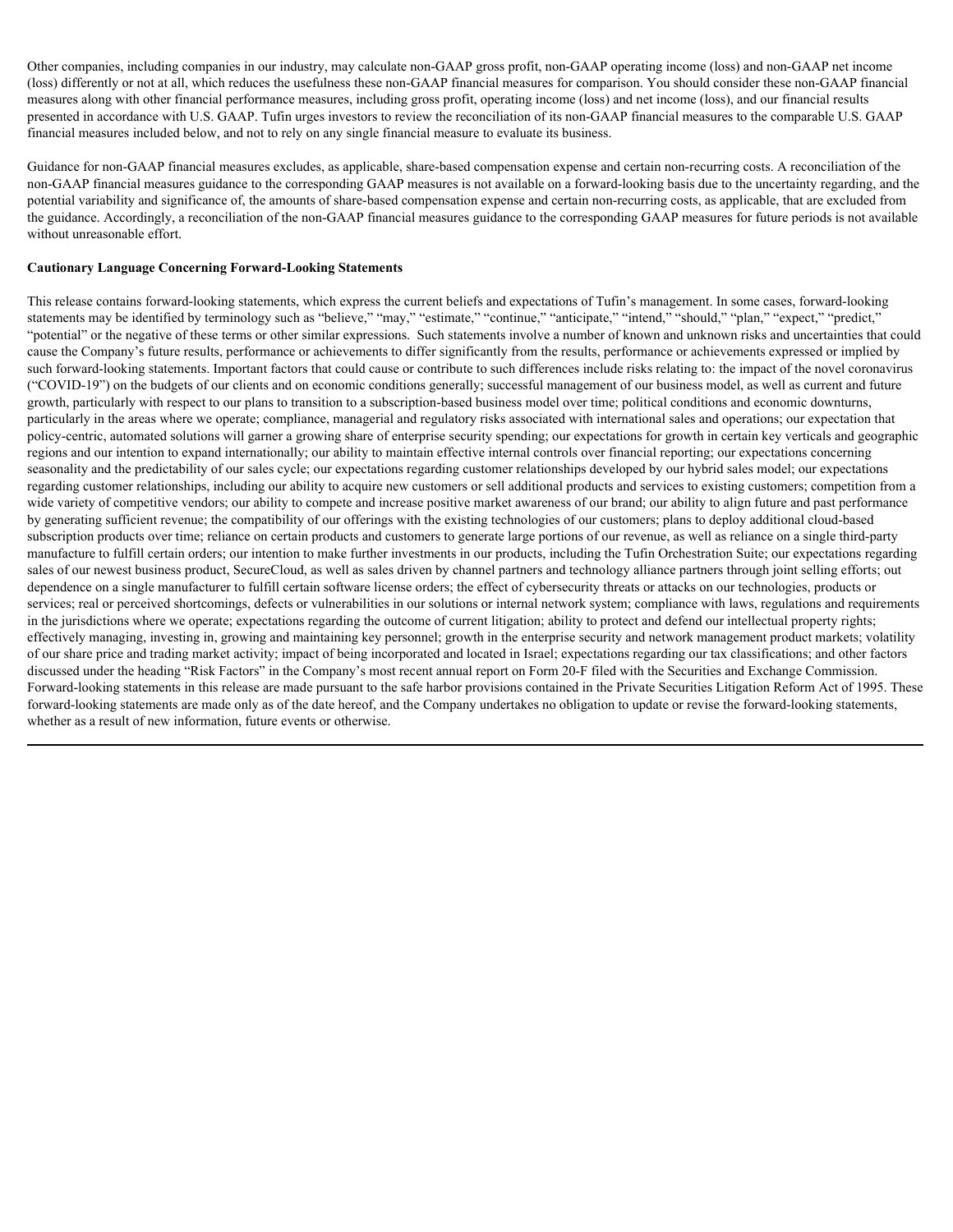Other companies, including companies in our industry, may calculate non-GAAP gross profit, non-GAAP operating income (loss) and non-GAAP net income (loss) differently or not at all, which reduces the usefulness these non-GAAP financial measures for comparison. You should consider these non-GAAP financial measures along with other financial performance measures, including gross profit, operating income (loss) and net income (loss), and our financial results presented in accordance with U.S. GAAP. Tufin urges investors to review the reconciliation of its non-GAAP financial measures to the comparable U.S. GAAP financial measures included below, and not to rely on any single financial measure to evaluate its business.

Guidance for non-GAAP financial measures excludes, as applicable, share-based compensation expense and certain non-recurring costs. A reconciliation of the non-GAAP financial measures guidance to the corresponding GAAP measures is not available on a forward-looking basis due to the uncertainty regarding, and the potential variability and significance of, the amounts of share-based compensation expense and certain non-recurring costs, as applicable, that are excluded from the guidance. Accordingly, a reconciliation of the non-GAAP financial measures guidance to the corresponding GAAP measures for future periods is not available without unreasonable effort.

**Cautionary Language Concerning Forward-Looking Statements**

This release contains forward-looking statements, which express the current beliefs and expectations of Tufin's management. In some cases, forward-looking statements may be identified by terminology such as "believe," "may," "estimate," "continue," "anticipate," "intend," "should," "plan," "expect," "predict," "potential" or the negative of these terms or other similar expressions. Such statements involve a number of known and unknown risks and uncertainties that could cause the Company's future results, performance or achievements to differ significantly from the results, performance or achievements expressed or implied by such forward-looking statements. Important factors that could cause or contribute to such differences include risks relating to: the impact of the novel coronavirus ("COVID-19") on the budgets of our clients and on economic conditions generally; successful management of our business model, as well as current and future growth, particularly with respect to our plans to transition to a subscription-based business model over time; political conditions and economic downturns, particularly in the areas where we operate; compliance, managerial and regulatory risks associated with international sales and operations; our expectation that policy-centric, automated solutions will garner a growing share of enterprise security spending; our expectations for growth in certain key verticals and geographic regions and our intention to expand internationally; our ability to maintain effective internal controls over financial reporting; our expectations concerning seasonality and the predictability of our sales cycle; our expectations regarding customer relationships developed by our hybrid sales model; our expectations regarding customer relationships, including our ability to acquire new customers or sell additional products and services to existing customers; competition from a wide variety of competitive vendors; our ability to compete and increase positive market awareness of our brand; our ability to align future and past performance by generating sufficient revenue; the compatibility of our offerings with the existing technologies of our customers; plans to deploy additional cloud-based subscription products over time; reliance on certain products and customers to generate large portions of our revenue, as well as reliance on a single third-party manufacture to fulfill certain orders; our intention to make further investments in our products, including the Tufin Orchestration Suite; our expectations regarding sales of our newest business product, SecureCloud, as well as sales driven by channel partners and technology alliance partners through joint selling efforts; out dependence on a single manufacturer to fulfill certain software license orders; the effect of cybersecurity threats or attacks on our technologies, products or services; real or perceived shortcomings, defects or vulnerabilities in our solutions or internal network system; compliance with laws, regulations and requirements in the jurisdictions where we operate; expectations regarding the outcome of current litigation; ability to protect and defend our intellectual property rights; effectively managing, investing in, growing and maintaining key personnel; growth in the enterprise security and network management product markets; volatility of our share price and trading market activity; impact of being incorporated and located in Israel; expectations regarding our tax classifications; and other factors discussed under the heading "Risk Factors" in the Company's most recent annual report on Form 20-F filed with the Securities and Exchange Commission. Forward-looking statements in this release are made pursuant to the safe harbor provisions contained in the Private Securities Litigation Reform Act of 1995. These forward-looking statements are made only as of the date hereof, and the Company undertakes no obligation to update or revise the forward-looking statements, whether as a result of new information, future events or otherwise.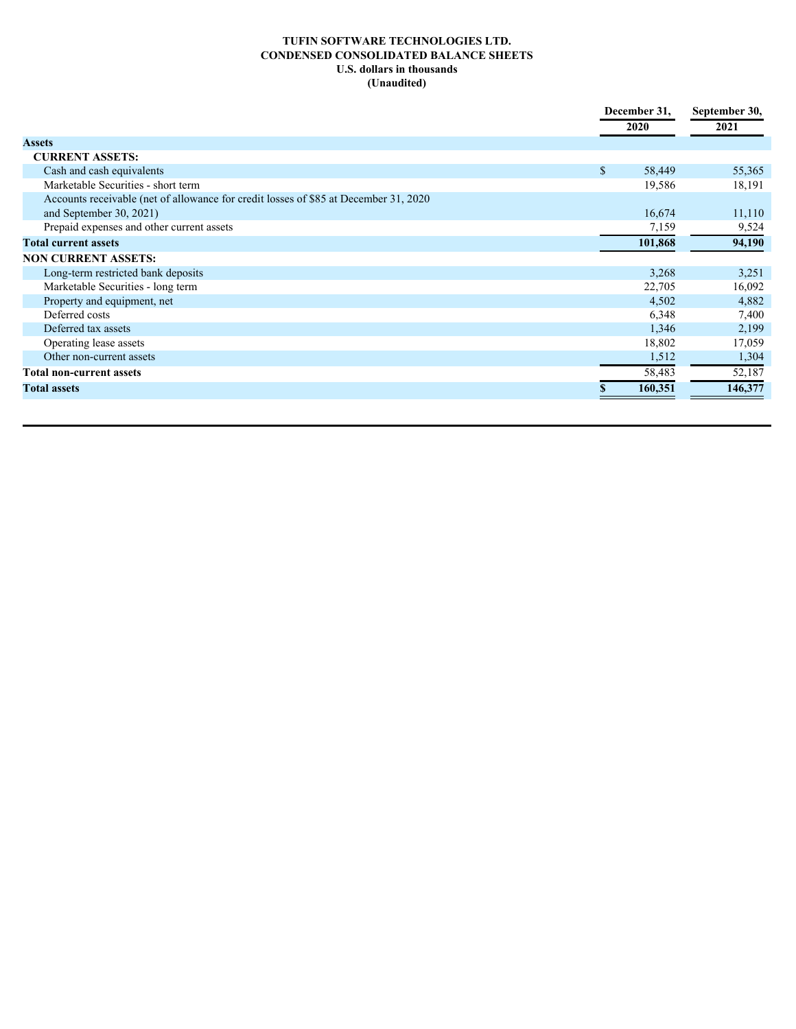**TUFIN SOFTWARE TECHNOLOGIES LTD.**
**CONDENSED CONSOLIDATED BALANCE SHEETS**
**U.S. dollars in thousands**
**(Unaudited)**

| | December 31, 2020 | September 30, 2021 |
|---|---|---|
| **Assets** | | |
| **CURRENT ASSETS:** | | |
| Cash and cash equivalents | $ 58,449 | 55,365 |
| Marketable Securities - short term | 19,586 | 18,191 |
| Accounts receivable (net of allowance for credit losses of $85 at December 31, 2020 and September 30, 2021) | 16,674 | 11,110 |
| Prepaid expenses and other current assets | 7,159 | 9,524 |
| **Total current assets** | **101,868** | **94,190** |
| **NON CURRENT ASSETS:** | | |
| Long-term restricted bank deposits | 3,268 | 3,251 |
| Marketable Securities - long term | 22,705 | 16,092 |
| Property and equipment, net | 4,502 | 4,882 |
| Deferred costs | 6,348 | 7,400 |
| Deferred tax assets | 1,346 | 2,199 |
| Operating lease assets | 18,802 | 17,059 |
| Other non-current assets | 1,512 | 1,304 |
| **Total non-current assets** | 58,483 | 52,187 |
| **Total assets** | **$ 160,351** | **146,377** |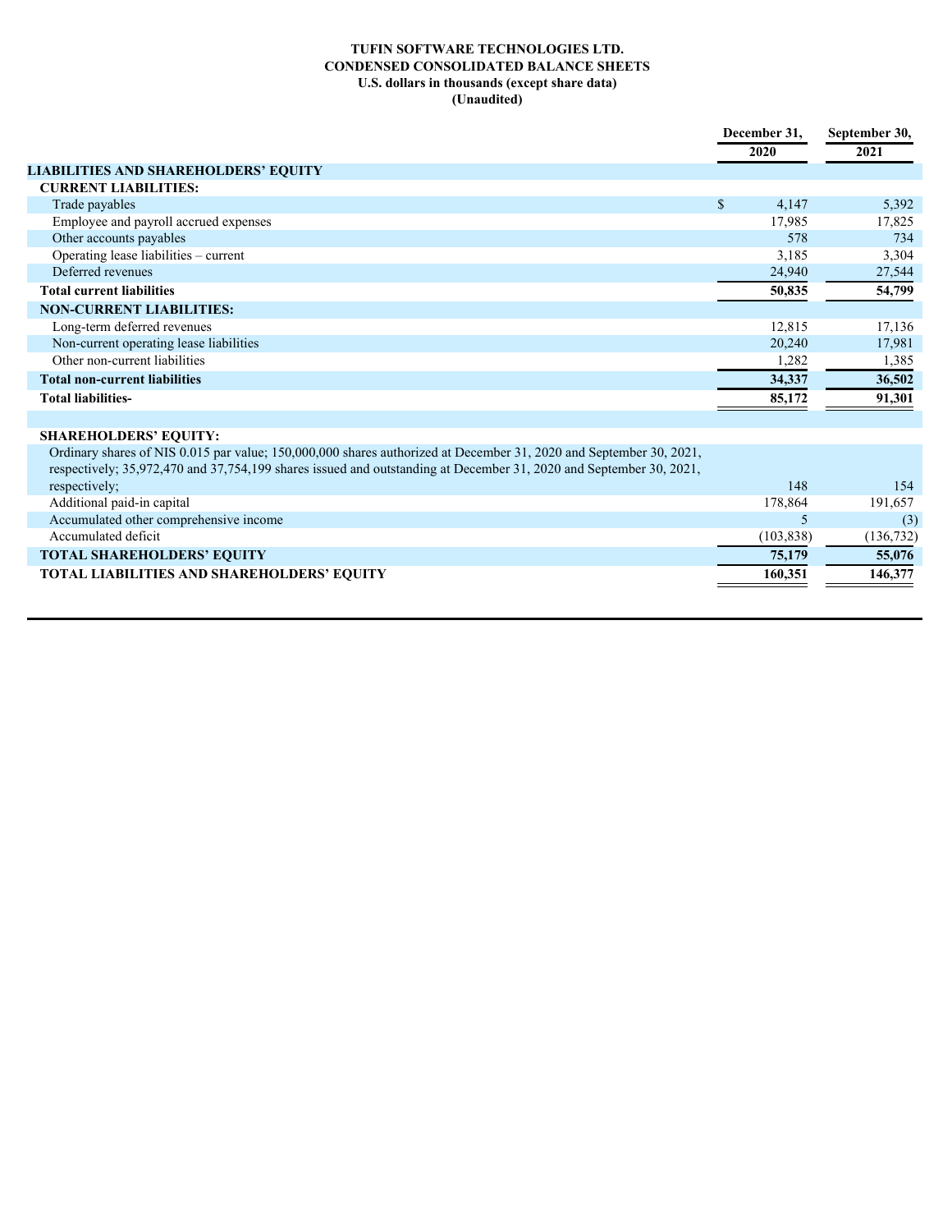**TUFIN SOFTWARE TECHNOLOGIES LTD.**
**CONDENSED CONSOLIDATED BALANCE SHEETS**
**U.S. dollars in thousands (except share data)**
**(Unaudited)**

| | December 31, 2020 | September 30, 2021 |
|---|---|---|
| **LIABILITIES AND SHAREHOLDERS' EQUITY** | | |
| **CURRENT LIABILITIES:** | | |
| Trade payables | $ 4,147 | 5,392 |
| Employee and payroll accrued expenses | 17,985 | 17,825 |
| Other accounts payables | 578 | 734 |
| Operating lease liabilities – current | 3,185 | 3,304 |
| Deferred revenues | 24,940 | 27,544 |
| **Total current liabilities** | **50,835** | **54,799** |
| **NON-CURRENT LIABILITIES:** | | |
| Long-term deferred revenues | 12,815 | 17,136 |
| Non-current operating lease liabilities | 20,240 | 17,981 |
| Other non-current liabilities | 1,282 | 1,385 |
| **Total non-current liabilities** | **34,337** | **36,502** |
| **Total liabilities-** | **85,172** | **91,301** |
| | | |
| **SHAREHOLDERS' EQUITY:** | | |
| Ordinary shares of NIS 0.015 par value; 150,000,000 shares authorized at December 31, 2020 and September 30, 2021, respectively; 35,972,470 and 37,754,199 shares issued and outstanding at December 31, 2020 and September 30, 2021, respectively; | 148 | 154 |
| Additional paid-in capital | 178,864 | 191,657 |
| Accumulated other comprehensive income | 5 | (3) |
| Accumulated deficit | (103,838) | (136,732) |
| **TOTAL SHAREHOLDERS' EQUITY** | **75,179** | **55,076** |
| **TOTAL LIABILITIES AND SHAREHOLDERS' EQUITY** | **160,351** | **146,377** |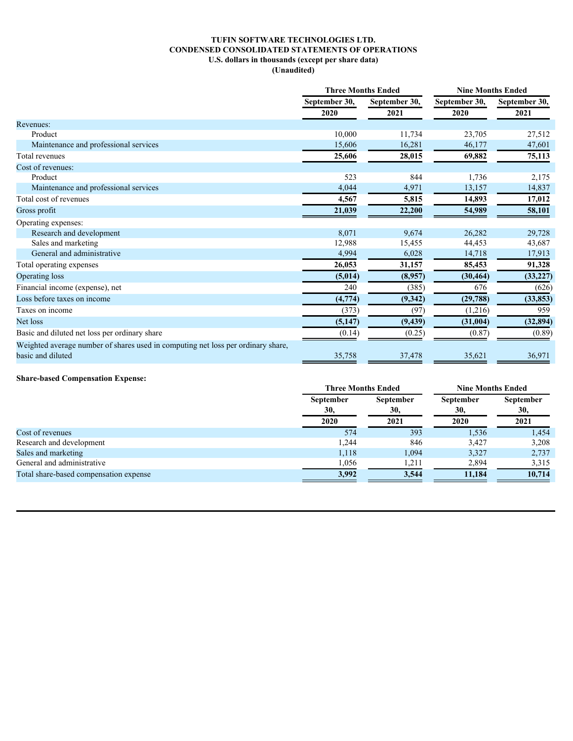**TUFIN SOFTWARE TECHNOLOGIES LTD.**
**CONDENSED CONSOLIDATED STATEMENTS OF OPERATIONS**
**U.S. dollars in thousands (except per share data)**
**(Unaudited)**

| | Three Months Ended | | Nine Months Ended | |
|---|---|---|---|---|
| | September 30, 2020 | September 30, 2021 | September 30, 2020 | September 30, 2021 |
| Revenues: | | | | |
| Product | 10,000 | 11,734 | 23,705 | 27,512 |
| Maintenance and professional services | 15,606 | 16,281 | 46,177 | 47,601 |
| Total revenues | **25,606** | **28,015** | **69,882** | **75,113** |
| Cost of revenues: | | | | |
| Product | 523 | 844 | 1,736 | 2,175 |
| Maintenance and professional services | 4,044 | 4,971 | 13,157 | 14,837 |
| Total cost of revenues | **4,567** | **5,815** | **14,893** | **17,012** |
| Gross profit | **21,039** | **22,200** | **54,989** | **58,101** |
| Operating expenses: | | | | |
| Research and development | 8,071 | 9,674 | 26,282 | 29,728 |
| Sales and marketing | 12,988 | 15,455 | 44,453 | 43,687 |
| General and administrative | 4,994 | 6,028 | 14,718 | 17,913 |
| Total operating expenses | **26,053** | **31,157** | **85,453** | **91,328** |
| Operating loss | **(5,014)** | **(8,957)** | **(30,464)** | **(33,227)** |
| Financial income (expense), net | 240 | (385) | 676 | (626) |
| Loss before taxes on income | **(4,774)** | **(9,342)** | **(29,788)** | **(33,853)** |
| Taxes on income | (373) | (97) | (1,216) | 959 |
| Net loss | **(5,147)** | **(9,439)** | **(31,004)** | **(32,894)** |
| Basic and diluted net loss per ordinary share | (0.14) | (0.25) | (0.87) | (0.89) |
| Weighted average number of shares used in computing net loss per ordinary share, basic and diluted | 35,758 | 37,478 | 35,621 | 36,971 |

**Share-based Compensation Expense:**

| | Three Months Ended | | Nine Months Ended | |
|---|---|---|---|---|
| | September 30, 2020 | September 30, 2021 | September 30, 2020 | September 30, 2021 |
| Cost of revenues | 574 | 393 | 1,536 | 1,454 |
| Research and development | 1,244 | 846 | 3,427 | 3,208 |
| Sales and marketing | 1,118 | 1,094 | 3,327 | 2,737 |
| General and administrative | 1,056 | 1,211 | 2,894 | 3,315 |
| Total share-based compensation expense | **3,992** | **3,544** | **11,184** | **10,714** |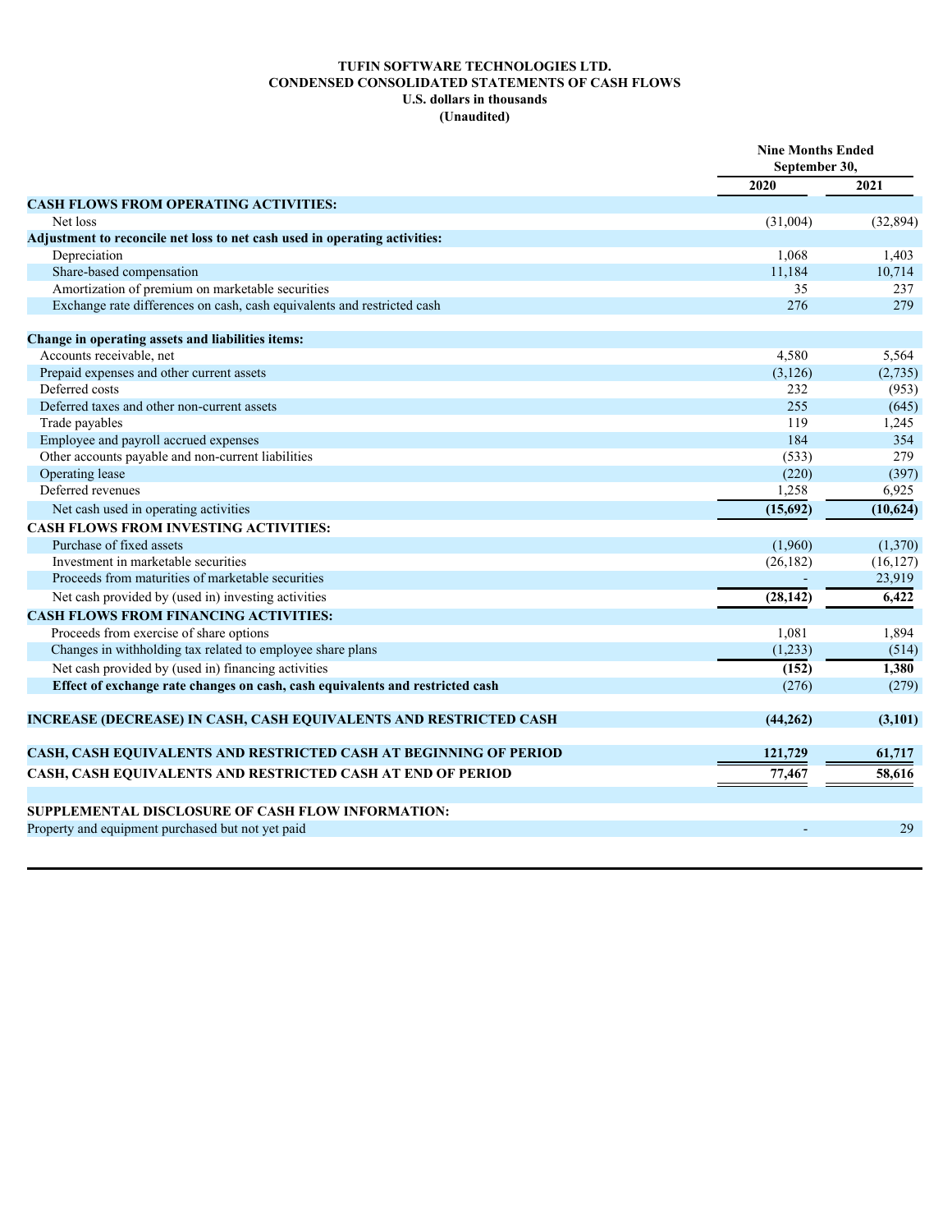**TUFIN SOFTWARE TECHNOLOGIES LTD.**
**CONDENSED CONSOLIDATED STATEMENTS OF CASH FLOWS**
**U.S. dollars in thousands**
**(Unaudited)**

| | Nine Months Ended September 30, | |
|---|---|---|
| | 2020 | 2021 |
| **CASH FLOWS FROM OPERATING ACTIVITIES:** | | |
| Net loss | (31,004) | (32,894) |
| **Adjustment to reconcile net loss to net cash used in operating activities:** | | |
| Depreciation | 1,068 | 1,403 |
| Share-based compensation | 11,184 | 10,714 |
| Amortization of premium on marketable securities | 35 | 237 |
| Exchange rate differences on cash, cash equivalents and restricted cash | 276 | 279 |
| **Change in operating assets and liabilities items:** | | |
| Accounts receivable, net | 4,580 | 5,564 |
| Prepaid expenses and other current assets | (3,126) | (2,735) |
| Deferred costs | 232 | (953) |
| Deferred taxes and other non-current assets | 255 | (645) |
| Trade payables | 119 | 1,245 |
| Employee and payroll accrued expenses | 184 | 354 |
| Other accounts payable and non-current liabilities | (533) | 279 |
| Operating lease | (220) | (397) |
| Deferred revenues | 1,258 | 6,925 |
| Net cash used in operating activities | **(15,692)** | **(10,624)** |
| **CASH FLOWS FROM INVESTING ACTIVITIES:** | | |
| Purchase of fixed assets | (1,960) | (1,370) |
| Investment in marketable securities | (26,182) | (16,127) |
| Proceeds from maturities of marketable securities | - | 23,919 |
| Net cash provided by (used in) investing activities | **(28,142)** | **6,422** |
| **CASH FLOWS FROM FINANCING ACTIVITIES:** | | |
| Proceeds from exercise of share options | 1,081 | 1,894 |
| Changes in withholding tax related to employee share plans | (1,233) | (514) |
| Net cash provided by (used in) financing activities | **(152)** | **1,380** |
| **Effect of exchange rate changes on cash, cash equivalents and restricted cash** | (276) | (279) |
| **INCREASE (DECREASE) IN CASH, CASH EQUIVALENTS AND RESTRICTED CASH** | **(44,262)** | **(3,101)** |
| **CASH, CASH EQUIVALENTS AND RESTRICTED CASH AT BEGINNING OF PERIOD** | **121,729** | **61,717** |
| **CASH, CASH EQUIVALENTS AND RESTRICTED CASH AT END OF PERIOD** | **77,467** | **58,616** |
| **SUPPLEMENTAL DISCLOSURE OF CASH FLOW INFORMATION:** | | |
| Property and equipment purchased but not yet paid | - | 29 |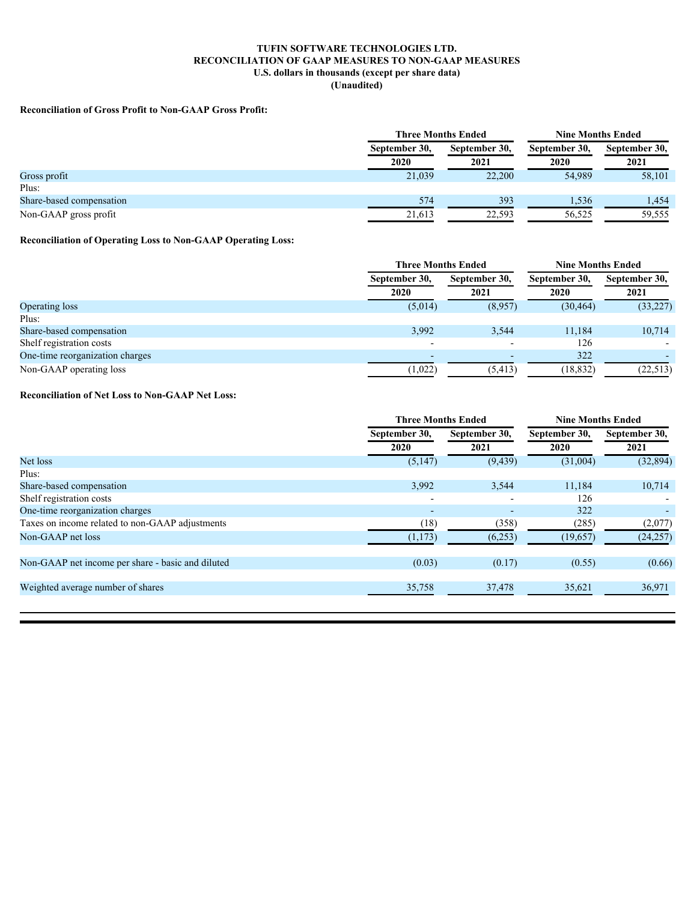**TUFIN SOFTWARE TECHNOLOGIES LTD.**
**RECONCILIATION OF GAAP MEASURES TO NON-GAAP MEASURES**
**U.S. dollars in thousands (except per share data)**
**(Unaudited)**

**Reconciliation of Gross Profit to Non-GAAP Gross Profit:**

| | Three Months Ended | | Nine Months Ended | |
|---|---|---|---|---|
| | September 30, 2020 | September 30, 2021 | September 30, 2020 | September 30, 2021 |
| Gross profit | 21,039 | 22,200 | 54,989 | 58,101 |
| Plus: | | | | |
| Share-based compensation | 574 | 393 | 1,536 | 1,454 |
| Non-GAAP gross profit | 21,613 | 22,593 | 56,525 | 59,555 |

**Reconciliation of Operating Loss to Non-GAAP Operating Loss:**

| | Three Months Ended | | Nine Months Ended | |
|---|---|---|---|---|
| | September 30, 2020 | September 30, 2021 | September 30, 2020 | September 30, 2021 |
| Operating loss | (5,014) | (8,957) | (30,464) | (33,227) |
| Plus: | | | | |
| Share-based compensation | 3,992 | 3,544 | 11,184 | 10,714 |
| Shelf registration costs | - | - | 126 | - |
| One-time reorganization charges | - | - | 322 | - |
| Non-GAAP operating loss | (1,022) | (5,413) | (18,832) | (22,513) |

**Reconciliation of Net Loss to Non-GAAP Net Loss:**

| | Three Months Ended | | Nine Months Ended | |
|---|---|---|---|---|
| | September 30, 2020 | September 30, 2021 | September 30, 2020 | September 30, 2021 |
| Net loss | (5,147) | (9,439) | (31,004) | (32,894) |
| Plus: | | | | |
| Share-based compensation | 3,992 | 3,544 | 11,184 | 10,714 |
| Shelf registration costs | - | - | 126 | - |
| One-time reorganization charges | - | - | 322 | - |
| Taxes on income related to non-GAAP adjustments | (18) | (358) | (285) | (2,077) |
| Non-GAAP net loss | (1,173) | (6,253) | (19,657) | (24,257) |
| | | | | |
| Non-GAAP net income per share - basic and diluted | (0.03) | (0.17) | (0.55) | (0.66) |
| | | | | |
| Weighted average number of shares | 35,758 | 37,478 | 35,621 | 36,971 |